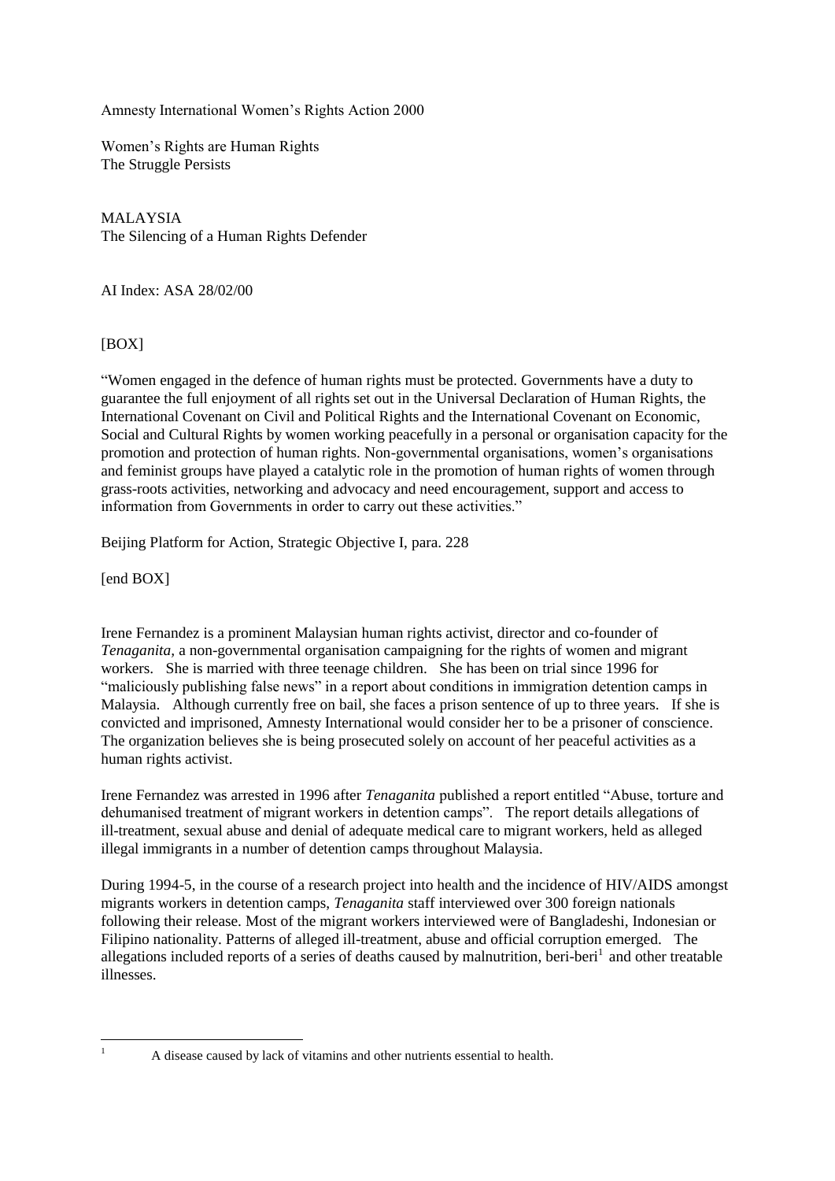Amnesty International Women's Rights Action 2000

Women's Rights are Human Rights
The Struggle Persists

# MALAYSIA
## The Silencing of a Human Rights Defender

AI Index: ASA 28/02/00

[BOX]

"Women engaged in the defence of human rights must be protected. Governments have a duty to guarantee the full enjoyment of all rights set out in the Universal Declaration of Human Rights, the International Covenant on Civil and Political Rights and the International Covenant on Economic, Social and Cultural Rights by women working peacefully in a personal or organisation capacity for the promotion and protection of human rights. Non-governmental organisations, women's organisations and feminist groups have played a catalytic role in the promotion of human rights of women through grass-roots activities, networking and advocacy and need encouragement, support and access to information from Governments in order to carry out these activities."

Beijing Platform for Action, Strategic Objective I, para. 228

[end BOX]

Irene Fernandez is a prominent Malaysian human rights activist, director and co-founder of *Tenaganita,* a non-governmental organisation campaigning for the rights of women and migrant workers. She is married with three teenage children. She has been on trial since 1996 for "maliciously publishing false news" in a report about conditions in immigration detention camps in Malaysia. Although currently free on bail, she faces a prison sentence of up to three years. If she is convicted and imprisoned, Amnesty International would consider her to be a prisoner of conscience. The organization believes she is being prosecuted solely on account of her peaceful activities as a human rights activist.

Irene Fernandez was arrested in 1996 after *Tenaganita* published a report entitled "Abuse, torture and dehumanised treatment of migrant workers in detention camps". The report details allegations of ill-treatment, sexual abuse and denial of adequate medical care to migrant workers, held as alleged illegal immigrants in a number of detention camps throughout Malaysia.

During 1994-5, in the course of a research project into health and the incidence of HIV/AIDS amongst migrants workers in detention camps, *Tenaganita* staff interviewed over 300 foreign nationals following their release. Most of the migrant workers interviewed were of Bangladeshi, Indonesian or Filipino nationality. Patterns of alleged ill-treatment, abuse and official corruption emerged. The allegations included reports of a series of deaths caused by malnutrition, beri-beri[1] and other treatable illnesses.

---

[1] A disease caused by lack of vitamins and other nutrients essential to health.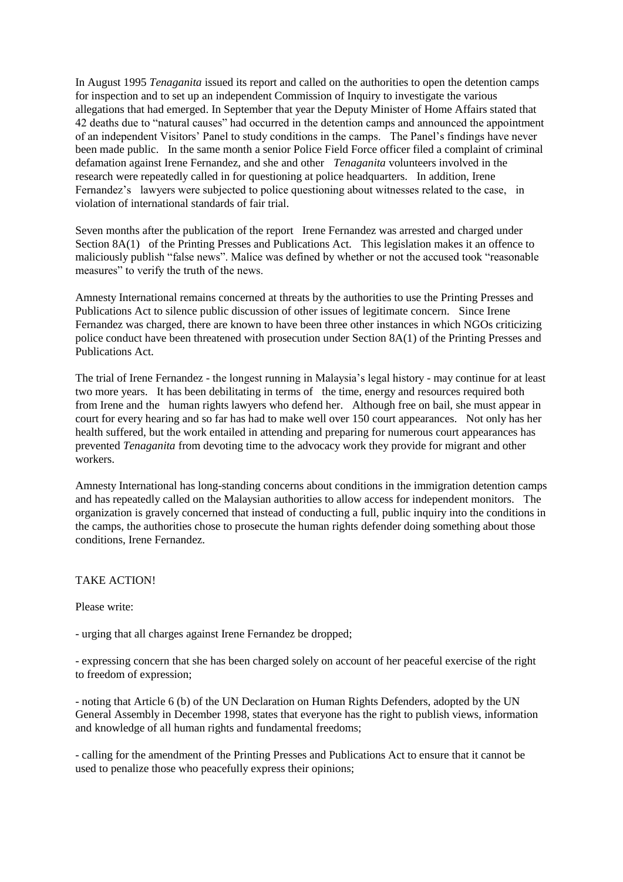In August 1995 *Tenaganita* issued its report and called on the authorities to open the detention camps for inspection and to set up an independent Commission of Inquiry to investigate the various allegations that had emerged. In September that year the Deputy Minister of Home Affairs stated that 42 deaths due to "natural causes" had occurred in the detention camps and announced the appointment of an independent Visitors' Panel to study conditions in the camps. The Panel's findings have never been made public. In the same month a senior Police Field Force officer filed a complaint of criminal defamation against Irene Fernandez, and she and other *Tenaganita* volunteers involved in the research were repeatedly called in for questioning at police headquarters. In addition, Irene Fernandez's lawyers were subjected to police questioning about witnesses related to the case, in violation of international standards of fair trial.

Seven months after the publication of the report Irene Fernandez was arrested and charged under Section 8A(1) of the Printing Presses and Publications Act. This legislation makes it an offence to maliciously publish "false news". Malice was defined by whether or not the accused took "reasonable measures" to verify the truth of the news.

Amnesty International remains concerned at threats by the authorities to use the Printing Presses and Publications Act to silence public discussion of other issues of legitimate concern. Since Irene Fernandez was charged, there are known to have been three other instances in which NGOs criticizing police conduct have been threatened with prosecution under Section 8A(1) of the Printing Presses and Publications Act.

The trial of Irene Fernandez - the longest running in Malaysia's legal history - may continue for at least two more years. It has been debilitating in terms of the time, energy and resources required both from Irene and the human rights lawyers who defend her. Although free on bail, she must appear in court for every hearing and so far has had to make well over 150 court appearances. Not only has her health suffered, but the work entailed in attending and preparing for numerous court appearances has prevented *Tenaganita* from devoting time to the advocacy work they provide for migrant and other workers.

Amnesty International has long-standing concerns about conditions in the immigration detention camps and has repeatedly called on the Malaysian authorities to allow access for independent monitors. The organization is gravely concerned that instead of conducting a full, public inquiry into the conditions in the camps, the authorities chose to prosecute the human rights defender doing something about those conditions, Irene Fernandez.

TAKE ACTION!

Please write:

- urging that all charges against Irene Fernandez be dropped;

- expressing concern that she has been charged solely on account of her peaceful exercise of the right to freedom of expression;

- noting that Article 6 (b) of the UN Declaration on Human Rights Defenders, adopted by the UN General Assembly in December 1998, states that everyone has the right to publish views, information and knowledge of all human rights and fundamental freedoms;

- calling for the amendment of the Printing Presses and Publications Act to ensure that it cannot be used to penalize those who peacefully express their opinions;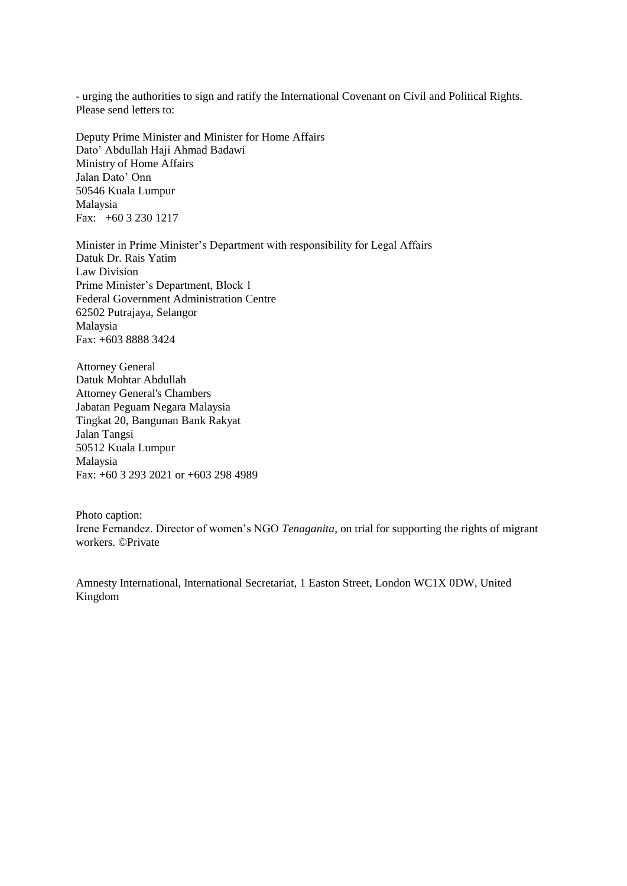- urging the authorities to sign and ratify the International Covenant on Civil and Political Rights.
Please send letters to:

Deputy Prime Minister and Minister for Home Affairs
Dato' Abdullah Haji Ahmad Badawi
Ministry of Home Affairs
Jalan Dato' Onn
50546 Kuala Lumpur
Malaysia
Fax: +60 3 230 1217

Minister in Prime Minister's Department with responsibility for Legal Affairs
Datuk Dr. Rais Yatim
Law Division
Prime Minister's Department, Block 1
Federal Government Administration Centre
62502 Putrajaya, Selangor
Malaysia
Fax: +603 8888 3424

Attorney General
Datuk Mohtar Abdullah
Attorney General's Chambers
Jabatan Peguam Negara Malaysia
Tingkat 20, Bangunan Bank Rakyat
Jalan Tangsi
50512 Kuala Lumpur
Malaysia
Fax: +60 3 293 2021 or +603 298 4989

Photo caption:
Irene Fernandez. Director of women's NGO *Tenaganita*, on trial for supporting the rights of migrant workers. ©Private

Amnesty International, International Secretariat, 1 Easton Street, London WC1X 0DW, United Kingdom